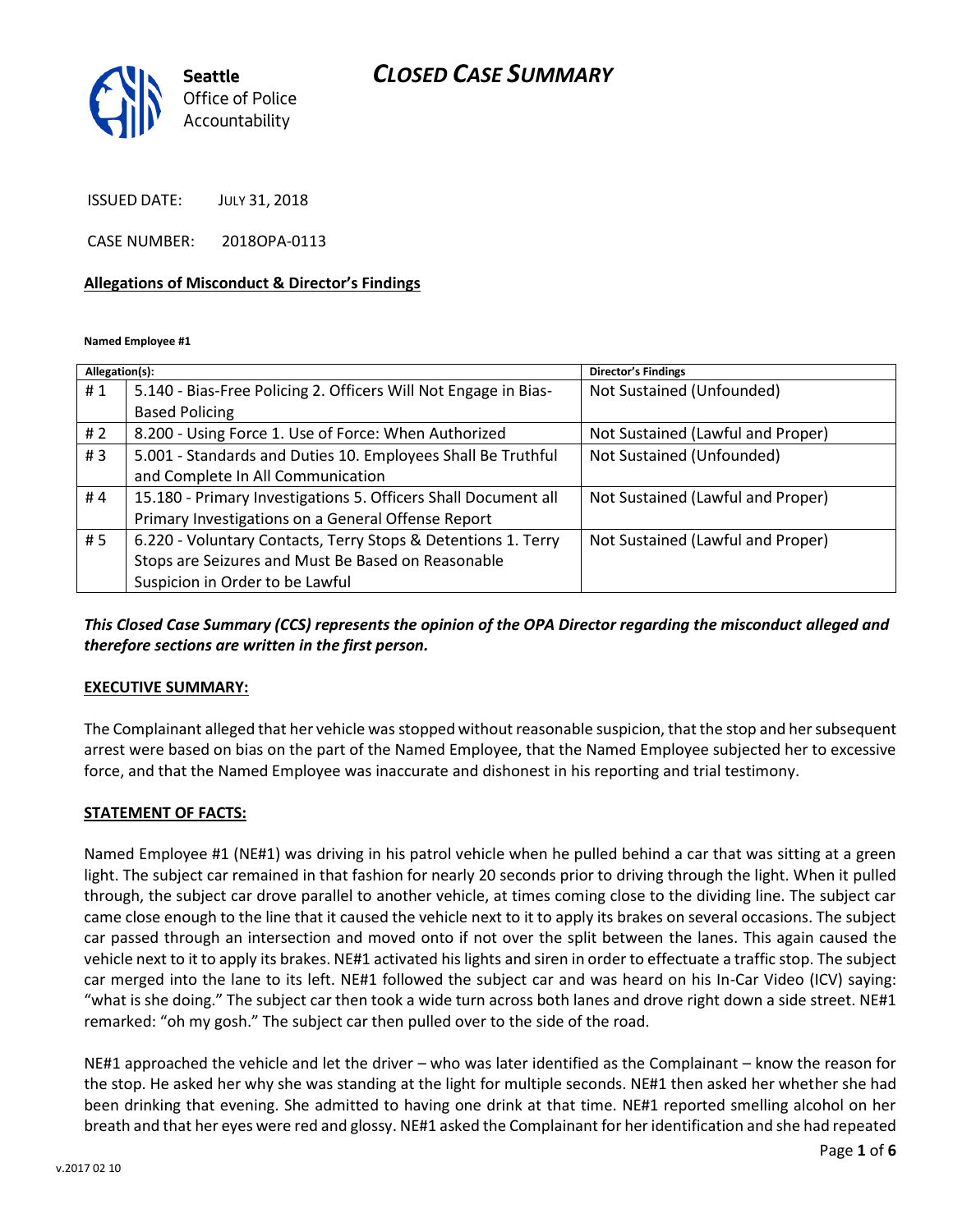# CLOSED CASE SUMMARY

Seattle Office of Police Accountability

ISSUED DATE: JULY 31, 2018

CASE NUMBER: 2018OPA-0113

**Allegations of Misconduct & Director's Findings**

**Named Employee #1**

| Allegation(s): | | Director's Findings |
|---|---|---|
| # 1 | 5.140 - Bias-Free Policing 2. Officers Will Not Engage in Bias-Based Policing | Not Sustained (Unfounded) |
| # 2 | 8.200 - Using Force 1. Use of Force: When Authorized | Not Sustained (Lawful and Proper) |
| # 3 | 5.001 - Standards and Duties 10. Employees Shall Be Truthful and Complete In All Communication | Not Sustained (Unfounded) |
| # 4 | 15.180 - Primary Investigations 5. Officers Shall Document all Primary Investigations on a General Offense Report | Not Sustained (Lawful and Proper) |
| # 5 | 6.220 - Voluntary Contacts, Terry Stops & Detentions 1. Terry Stops are Seizures and Must Be Based on Reasonable Suspicion in Order to be Lawful | Not Sustained (Lawful and Proper) |

***This Closed Case Summary (CCS) represents the opinion of the OPA Director regarding the misconduct alleged and therefore sections are written in the first person.***

**EXECUTIVE SUMMARY:**

The Complainant alleged that her vehicle was stopped without reasonable suspicion, that the stop and her subsequent arrest were based on bias on the part of the Named Employee, that the Named Employee subjected her to excessive force, and that the Named Employee was inaccurate and dishonest in his reporting and trial testimony.

**STATEMENT OF FACTS:**

Named Employee #1 (NE#1) was driving in his patrol vehicle when he pulled behind a car that was sitting at a green light. The subject car remained in that fashion for nearly 20 seconds prior to driving through the light. When it pulled through, the subject car drove parallel to another vehicle, at times coming close to the dividing line. The subject car came close enough to the line that it caused the vehicle next to it to apply its brakes on several occasions. The subject car passed through an intersection and moved onto if not over the split between the lanes. This again caused the vehicle next to it to apply its brakes. NE#1 activated his lights and siren in order to effectuate a traffic stop. The subject car merged into the lane to its left. NE#1 followed the subject car and was heard on his In-Car Video (ICV) saying: "what is she doing." The subject car then took a wide turn across both lanes and drove right down a side street. NE#1 remarked: "oh my gosh." The subject car then pulled over to the side of the road.

NE#1 approached the vehicle and let the driver – who was later identified as the Complainant – know the reason for the stop. He asked her why she was standing at the light for multiple seconds. NE#1 then asked her whether she had been drinking that evening. She admitted to having one drink at that time. NE#1 reported smelling alcohol on her breath and that her eyes were red and glossy. NE#1 asked the Complainant for her identification and she had repeated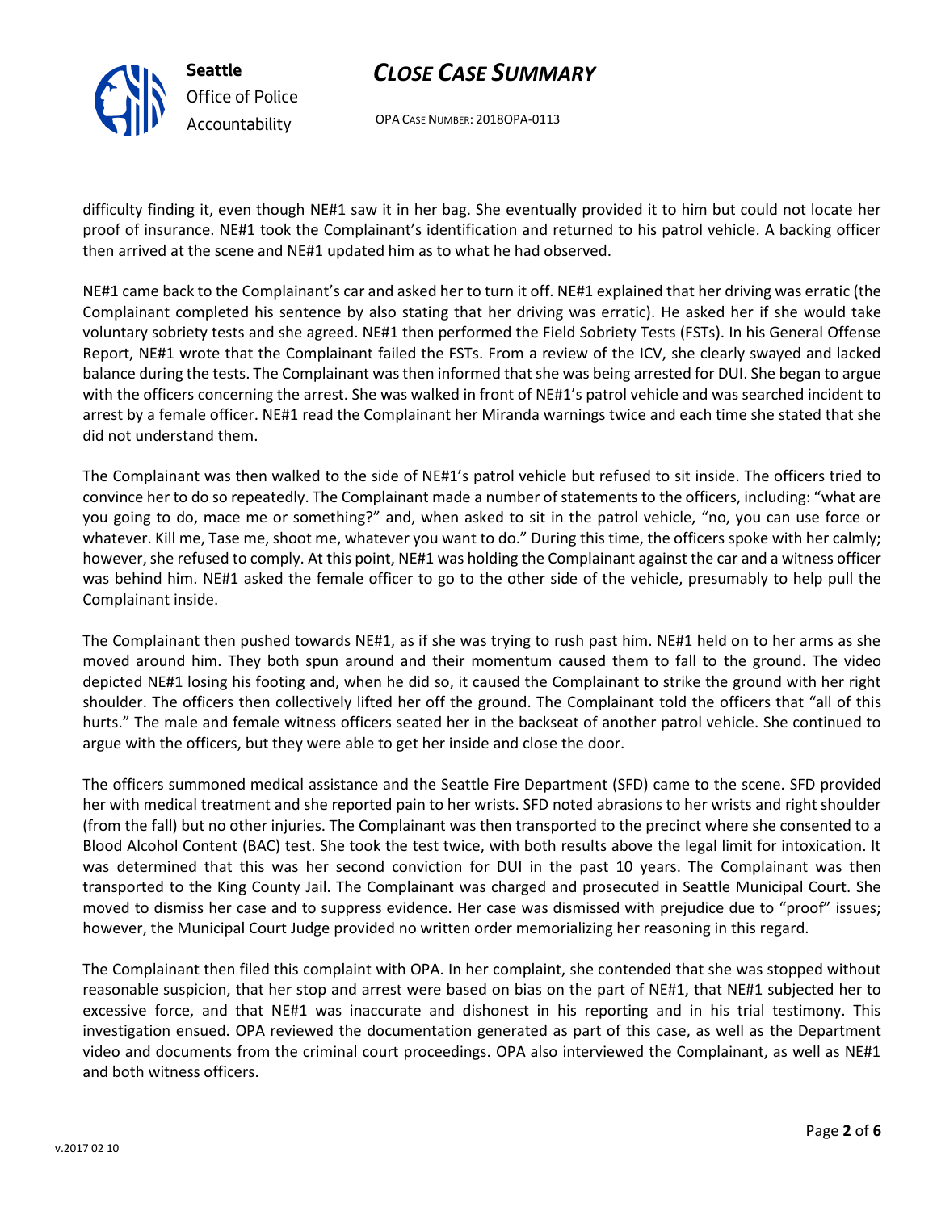difficulty finding it, even though NE#1 saw it in her bag. She eventually provided it to him but could not locate her proof of insurance. NE#1 took the Complainant's identification and returned to his patrol vehicle. A backing officer then arrived at the scene and NE#1 updated him as to what he had observed.

NE#1 came back to the Complainant's car and asked her to turn it off. NE#1 explained that her driving was erratic (the Complainant completed his sentence by also stating that her driving was erratic). He asked her if she would take voluntary sobriety tests and she agreed. NE#1 then performed the Field Sobriety Tests (FSTs). In his General Offense Report, NE#1 wrote that the Complainant failed the FSTs. From a review of the ICV, she clearly swayed and lacked balance during the tests. The Complainant was then informed that she was being arrested for DUI. She began to argue with the officers concerning the arrest. She was walked in front of NE#1's patrol vehicle and was searched incident to arrest by a female officer. NE#1 read the Complainant her Miranda warnings twice and each time she stated that she did not understand them.

The Complainant was then walked to the side of NE#1's patrol vehicle but refused to sit inside. The officers tried to convince her to do so repeatedly. The Complainant made a number of statements to the officers, including: "what are you going to do, mace me or something?" and, when asked to sit in the patrol vehicle, "no, you can use force or whatever. Kill me, Tase me, shoot me, whatever you want to do." During this time, the officers spoke with her calmly; however, she refused to comply. At this point, NE#1 was holding the Complainant against the car and a witness officer was behind him. NE#1 asked the female officer to go to the other side of the vehicle, presumably to help pull the Complainant inside.

The Complainant then pushed towards NE#1, as if she was trying to rush past him. NE#1 held on to her arms as she moved around him. They both spun around and their momentum caused them to fall to the ground. The video depicted NE#1 losing his footing and, when he did so, it caused the Complainant to strike the ground with her right shoulder. The officers then collectively lifted her off the ground. The Complainant told the officers that "all of this hurts." The male and female witness officers seated her in the backseat of another patrol vehicle. She continued to argue with the officers, but they were able to get her inside and close the door.

The officers summoned medical assistance and the Seattle Fire Department (SFD) came to the scene. SFD provided her with medical treatment and she reported pain to her wrists. SFD noted abrasions to her wrists and right shoulder (from the fall) but no other injuries. The Complainant was then transported to the precinct where she consented to a Blood Alcohol Content (BAC) test. She took the test twice, with both results above the legal limit for intoxication. It was determined that this was her second conviction for DUI in the past 10 years. The Complainant was then transported to the King County Jail. The Complainant was charged and prosecuted in Seattle Municipal Court. She moved to dismiss her case and to suppress evidence. Her case was dismissed with prejudice due to "proof" issues; however, the Municipal Court Judge provided no written order memorializing her reasoning in this regard.

The Complainant then filed this complaint with OPA. In her complaint, she contended that she was stopped without reasonable suspicion, that her stop and arrest were based on bias on the part of NE#1, that NE#1 subjected her to excessive force, and that NE#1 was inaccurate and dishonest in his reporting and in his trial testimony. This investigation ensued. OPA reviewed the documentation generated as part of this case, as well as the Department video and documents from the criminal court proceedings. OPA also interviewed the Complainant, as well as NE#1 and both witness officers.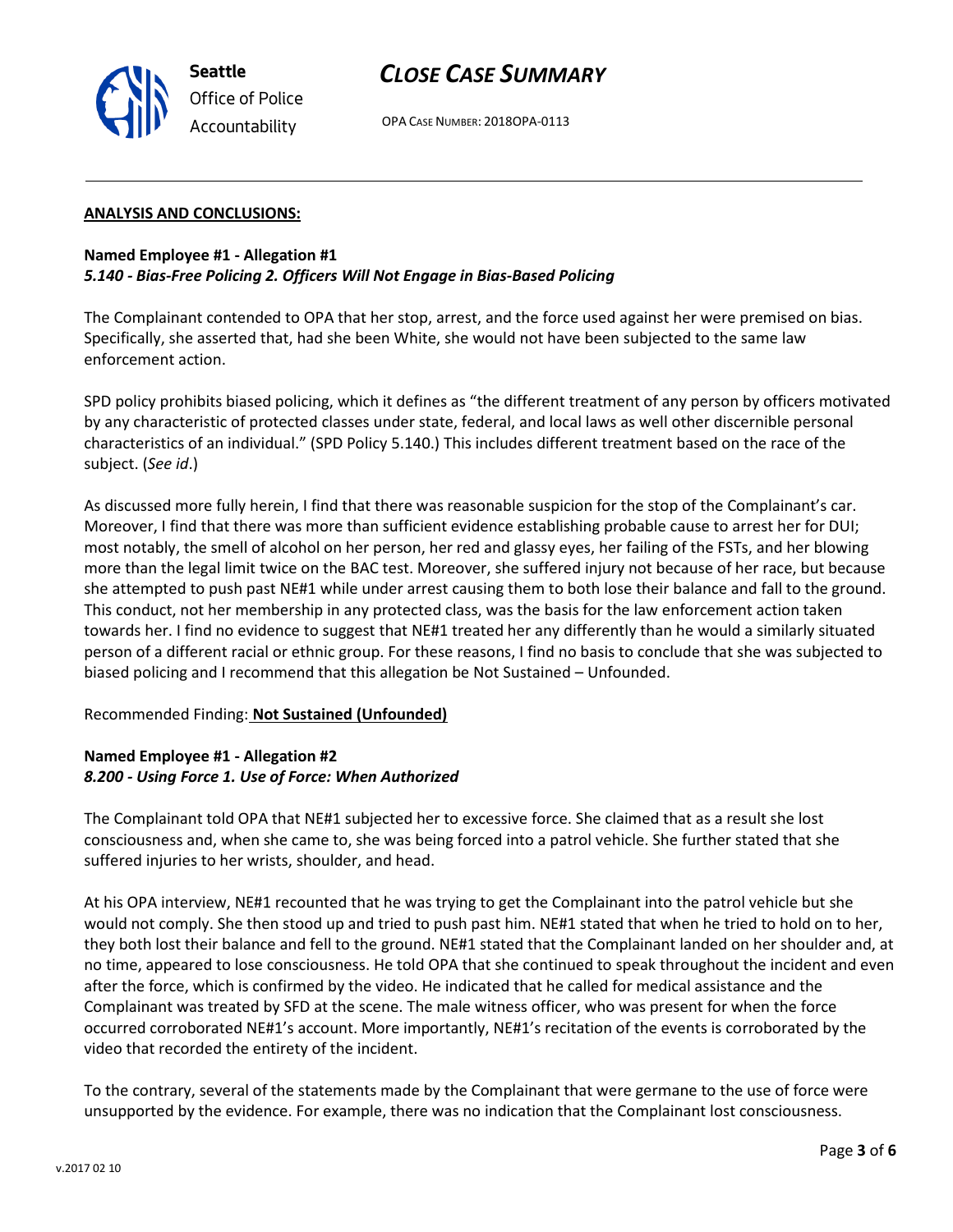**ANALYSIS AND CONCLUSIONS:**

**Named Employee #1 - Allegation #1**
***5.140 - Bias-Free Policing 2. Officers Will Not Engage in Bias-Based Policing***

The Complainant contended to OPA that her stop, arrest, and the force used against her were premised on bias. Specifically, she asserted that, had she been White, she would not have been subjected to the same law enforcement action.

SPD policy prohibits biased policing, which it defines as "the different treatment of any person by officers motivated by any characteristic of protected classes under state, federal, and local laws as well other discernible personal characteristics of an individual." (SPD Policy 5.140.) This includes different treatment based on the race of the subject. (*See id*.)

As discussed more fully herein, I find that there was reasonable suspicion for the stop of the Complainant's car. Moreover, I find that there was more than sufficient evidence establishing probable cause to arrest her for DUI; most notably, the smell of alcohol on her person, her red and glassy eyes, her failing of the FSTs, and her blowing more than the legal limit twice on the BAC test. Moreover, she suffered injury not because of her race, but because she attempted to push past NE#1 while under arrest causing them to both lose their balance and fall to the ground. This conduct, not her membership in any protected class, was the basis for the law enforcement action taken towards her. I find no evidence to suggest that NE#1 treated her any differently than he would a similarly situated person of a different racial or ethnic group. For these reasons, I find no basis to conclude that she was subjected to biased policing and I recommend that this allegation be Not Sustained – Unfounded.

Recommended Finding: **Not Sustained (Unfounded)**

**Named Employee #1 - Allegation #2**
***8.200 - Using Force 1. Use of Force: When Authorized***

The Complainant told OPA that NE#1 subjected her to excessive force. She claimed that as a result she lost consciousness and, when she came to, she was being forced into a patrol vehicle. She further stated that she suffered injuries to her wrists, shoulder, and head.

At his OPA interview, NE#1 recounted that he was trying to get the Complainant into the patrol vehicle but she would not comply. She then stood up and tried to push past him. NE#1 stated that when he tried to hold on to her, they both lost their balance and fell to the ground. NE#1 stated that the Complainant landed on her shoulder and, at no time, appeared to lose consciousness. He told OPA that she continued to speak throughout the incident and even after the force, which is confirmed by the video. He indicated that he called for medical assistance and the Complainant was treated by SFD at the scene. The male witness officer, who was present for when the force occurred corroborated NE#1's account. More importantly, NE#1's recitation of the events is corroborated by the video that recorded the entirety of the incident.

To the contrary, several of the statements made by the Complainant that were germane to the use of force were unsupported by the evidence. For example, there was no indication that the Complainant lost consciousness.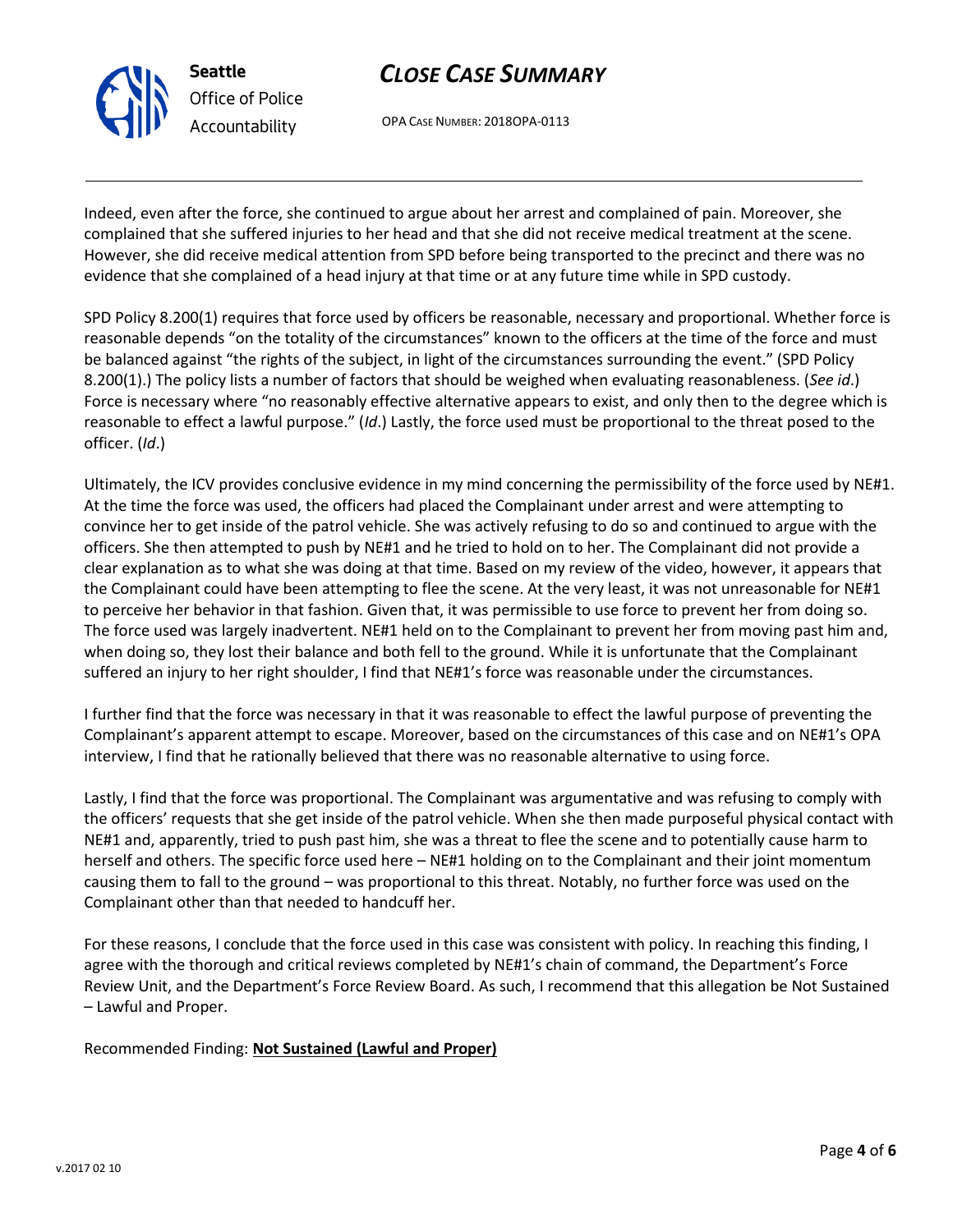Indeed, even after the force, she continued to argue about her arrest and complained of pain. Moreover, she complained that she suffered injuries to her head and that she did not receive medical treatment at the scene. However, she did receive medical attention from SPD before being transported to the precinct and there was no evidence that she complained of a head injury at that time or at any future time while in SPD custody.

SPD Policy 8.200(1) requires that force used by officers be reasonable, necessary and proportional. Whether force is reasonable depends "on the totality of the circumstances" known to the officers at the time of the force and must be balanced against "the rights of the subject, in light of the circumstances surrounding the event." (SPD Policy 8.200(1).) The policy lists a number of factors that should be weighed when evaluating reasonableness. (*See id*.) Force is necessary where "no reasonably effective alternative appears to exist, and only then to the degree which is reasonable to effect a lawful purpose." (*Id*.) Lastly, the force used must be proportional to the threat posed to the officer. (*Id*.)

Ultimately, the ICV provides conclusive evidence in my mind concerning the permissibility of the force used by NE#1. At the time the force was used, the officers had placed the Complainant under arrest and were attempting to convince her to get inside of the patrol vehicle. She was actively refusing to do so and continued to argue with the officers. She then attempted to push by NE#1 and he tried to hold on to her. The Complainant did not provide a clear explanation as to what she was doing at that time. Based on my review of the video, however, it appears that the Complainant could have been attempting to flee the scene. At the very least, it was not unreasonable for NE#1 to perceive her behavior in that fashion. Given that, it was permissible to use force to prevent her from doing so. The force used was largely inadvertent. NE#1 held on to the Complainant to prevent her from moving past him and, when doing so, they lost their balance and both fell to the ground. While it is unfortunate that the Complainant suffered an injury to her right shoulder, I find that NE#1's force was reasonable under the circumstances.

I further find that the force was necessary in that it was reasonable to effect the lawful purpose of preventing the Complainant's apparent attempt to escape. Moreover, based on the circumstances of this case and on NE#1's OPA interview, I find that he rationally believed that there was no reasonable alternative to using force.

Lastly, I find that the force was proportional. The Complainant was argumentative and was refusing to comply with the officers' requests that she get inside of the patrol vehicle. When she then made purposeful physical contact with NE#1 and, apparently, tried to push past him, she was a threat to flee the scene and to potentially cause harm to herself and others. The specific force used here – NE#1 holding on to the Complainant and their joint momentum causing them to fall to the ground – was proportional to this threat. Notably, no further force was used on the Complainant other than that needed to handcuff her.

For these reasons, I conclude that the force used in this case was consistent with policy. In reaching this finding, I agree with the thorough and critical reviews completed by NE#1's chain of command, the Department's Force Review Unit, and the Department's Force Review Board. As such, I recommend that this allegation be Not Sustained – Lawful and Proper.

Recommended Finding: **Not Sustained (Lawful and Proper)**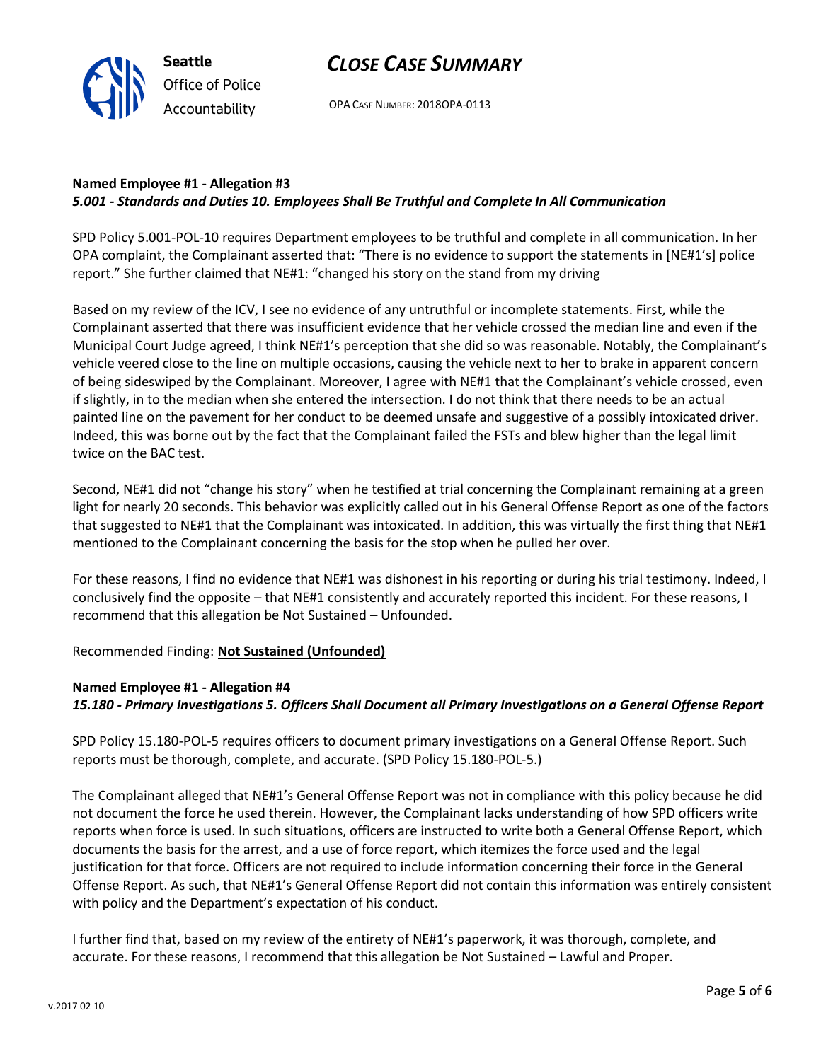**Named Employee #1 - Allegation #3**
***5.001 - Standards and Duties 10. Employees Shall Be Truthful and Complete In All Communication***

SPD Policy 5.001-POL-10 requires Department employees to be truthful and complete in all communication. In her OPA complaint, the Complainant asserted that: "There is no evidence to support the statements in [NE#1's] police report." She further claimed that NE#1: "changed his story on the stand from my driving

Based on my review of the ICV, I see no evidence of any untruthful or incomplete statements. First, while the Complainant asserted that there was insufficient evidence that her vehicle crossed the median line and even if the Municipal Court Judge agreed, I think NE#1's perception that she did so was reasonable. Notably, the Complainant's vehicle veered close to the line on multiple occasions, causing the vehicle next to her to brake in apparent concern of being sideswiped by the Complainant. Moreover, I agree with NE#1 that the Complainant's vehicle crossed, even if slightly, in to the median when she entered the intersection. I do not think that there needs to be an actual painted line on the pavement for her conduct to be deemed unsafe and suggestive of a possibly intoxicated driver. Indeed, this was borne out by the fact that the Complainant failed the FSTs and blew higher than the legal limit twice on the BAC test.

Second, NE#1 did not "change his story" when he testified at trial concerning the Complainant remaining at a green light for nearly 20 seconds. This behavior was explicitly called out in his General Offense Report as one of the factors that suggested to NE#1 that the Complainant was intoxicated. In addition, this was virtually the first thing that NE#1 mentioned to the Complainant concerning the basis for the stop when he pulled her over.

For these reasons, I find no evidence that NE#1 was dishonest in his reporting or during his trial testimony. Indeed, I conclusively find the opposite – that NE#1 consistently and accurately reported this incident. For these reasons, I recommend that this allegation be Not Sustained – Unfounded.

Recommended Finding: **Not Sustained (Unfounded)**

**Named Employee #1 - Allegation #4**
***15.180 - Primary Investigations 5. Officers Shall Document all Primary Investigations on a General Offense Report***

SPD Policy 15.180-POL-5 requires officers to document primary investigations on a General Offense Report. Such reports must be thorough, complete, and accurate. (SPD Policy 15.180-POL-5.)

The Complainant alleged that NE#1's General Offense Report was not in compliance with this policy because he did not document the force he used therein. However, the Complainant lacks understanding of how SPD officers write reports when force is used. In such situations, officers are instructed to write both a General Offense Report, which documents the basis for the arrest, and a use of force report, which itemizes the force used and the legal justification for that force. Officers are not required to include information concerning their force in the General Offense Report. As such, that NE#1's General Offense Report did not contain this information was entirely consistent with policy and the Department's expectation of his conduct.

I further find that, based on my review of the entirety of NE#1's paperwork, it was thorough, complete, and accurate. For these reasons, I recommend that this allegation be Not Sustained – Lawful and Proper.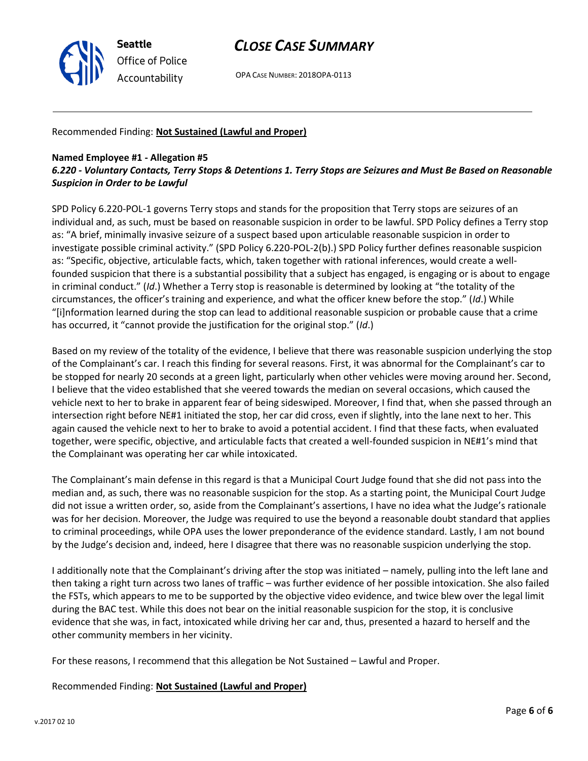Recommended Finding: **Not Sustained (Lawful and Proper)**

**Named Employee #1 - Allegation #5**
***6.220 - Voluntary Contacts, Terry Stops & Detentions 1. Terry Stops are Seizures and Must Be Based on Reasonable Suspicion in Order to be Lawful***

SPD Policy 6.220-POL-1 governs Terry stops and stands for the proposition that Terry stops are seizures of an individual and, as such, must be based on reasonable suspicion in order to be lawful. SPD Policy defines a Terry stop as: "A brief, minimally invasive seizure of a suspect based upon articulable reasonable suspicion in order to investigate possible criminal activity." (SPD Policy 6.220-POL-2(b).) SPD Policy further defines reasonable suspicion as: "Specific, objective, articulable facts, which, taken together with rational inferences, would create a well-founded suspicion that there is a substantial possibility that a subject has engaged, is engaging or is about to engage in criminal conduct." (*Id*.) Whether a Terry stop is reasonable is determined by looking at "the totality of the circumstances, the officer's training and experience, and what the officer knew before the stop." (*Id*.) While "[i]nformation learned during the stop can lead to additional reasonable suspicion or probable cause that a crime has occurred, it "cannot provide the justification for the original stop." (*Id*.)

Based on my review of the totality of the evidence, I believe that there was reasonable suspicion underlying the stop of the Complainant's car. I reach this finding for several reasons. First, it was abnormal for the Complainant's car to be stopped for nearly 20 seconds at a green light, particularly when other vehicles were moving around her. Second, I believe that the video established that she veered towards the median on several occasions, which caused the vehicle next to her to brake in apparent fear of being sideswiped. Moreover, I find that, when she passed through an intersection right before NE#1 initiated the stop, her car did cross, even if slightly, into the lane next to her. This again caused the vehicle next to her to brake to avoid a potential accident. I find that these facts, when evaluated together, were specific, objective, and articulable facts that created a well-founded suspicion in NE#1's mind that the Complainant was operating her car while intoxicated.

The Complainant's main defense in this regard is that a Municipal Court Judge found that she did not pass into the median and, as such, there was no reasonable suspicion for the stop. As a starting point, the Municipal Court Judge did not issue a written order, so, aside from the Complainant's assertions, I have no idea what the Judge's rationale was for her decision. Moreover, the Judge was required to use the beyond a reasonable doubt standard that applies to criminal proceedings, while OPA uses the lower preponderance of the evidence standard. Lastly, I am not bound by the Judge's decision and, indeed, here I disagree that there was no reasonable suspicion underlying the stop.

I additionally note that the Complainant's driving after the stop was initiated – namely, pulling into the left lane and then taking a right turn across two lanes of traffic – was further evidence of her possible intoxication. She also failed the FSTs, which appears to me to be supported by the objective video evidence, and twice blew over the legal limit during the BAC test. While this does not bear on the initial reasonable suspicion for the stop, it is conclusive evidence that she was, in fact, intoxicated while driving her car and, thus, presented a hazard to herself and the other community members in her vicinity.

For these reasons, I recommend that this allegation be Not Sustained – Lawful and Proper.

Recommended Finding: **Not Sustained (Lawful and Proper)**